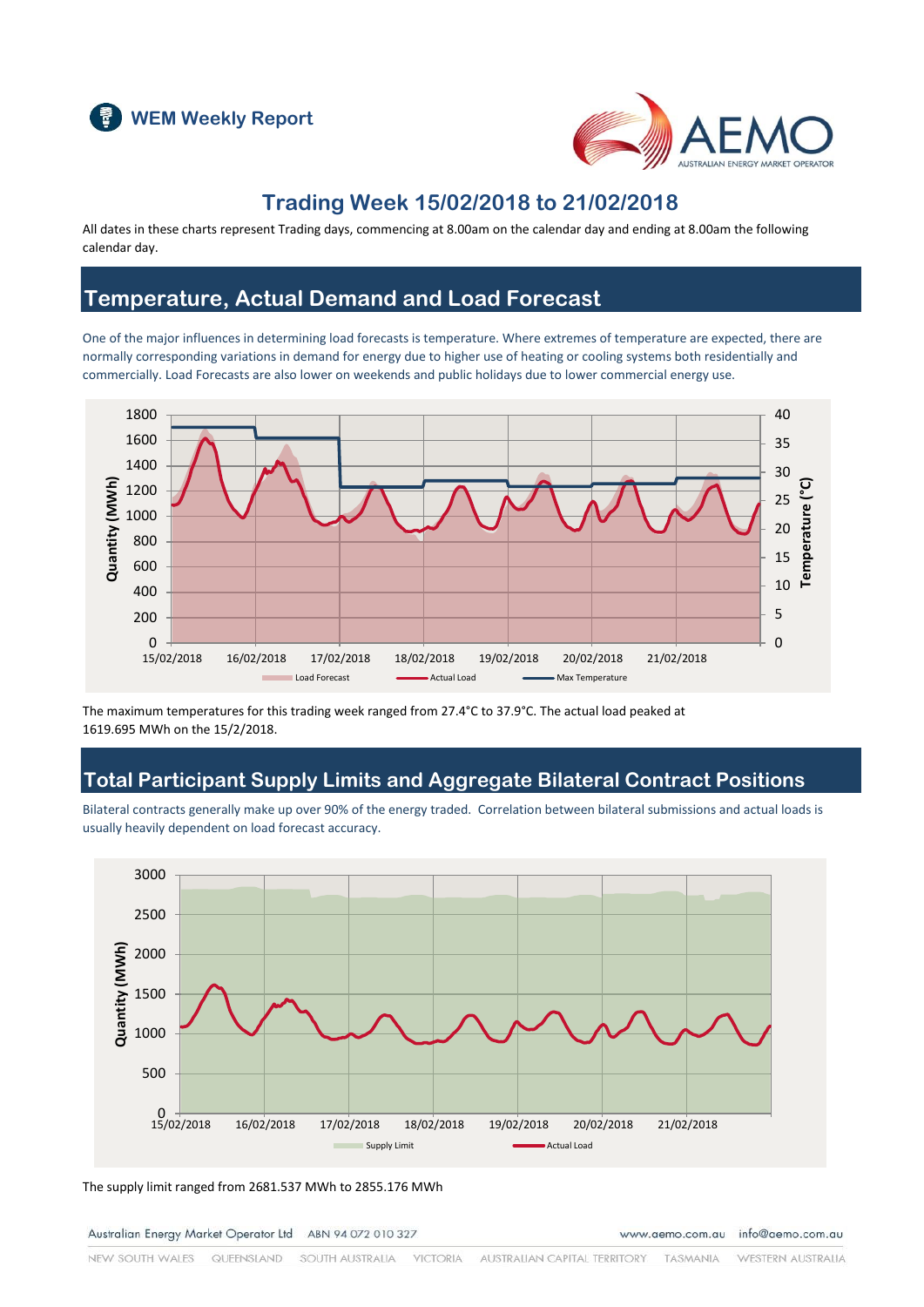WEM Weekly Report

# Trading Week 15/02/2018 to 21/02/2018

All dates in these charts represent Trading days, commencing at 8.00am on the calendar day and ending at 8.00am the following calendar day.

## Temperature, Actual Demand and Load Forecast

One of the major influences in determining load forecasts is temperature. Where extremes of temperature are expected, there are normally corresponding variations in demand for energy due to higher use of heating or cooling systems both residentially and commercially. Load Forecasts are also lower on weekends and public holidays due to lower commercial energy use.

The maximum temperatures for this trading week ranged from 27.4°C to 37.9°C. The actual load peaked at 1619.695 MWh on the 15/2/2018.

## Total Participant Supply Limits and Aggregate Bilateral Contract Positions

Bilateral contracts generally make up over 90% of the energy traded. Correlation between bilateral submissions and actual loads is usually heavily dependent on load forecast accuracy.

The supply limit ranged from 2681.537 MWh to 2855.176 MWh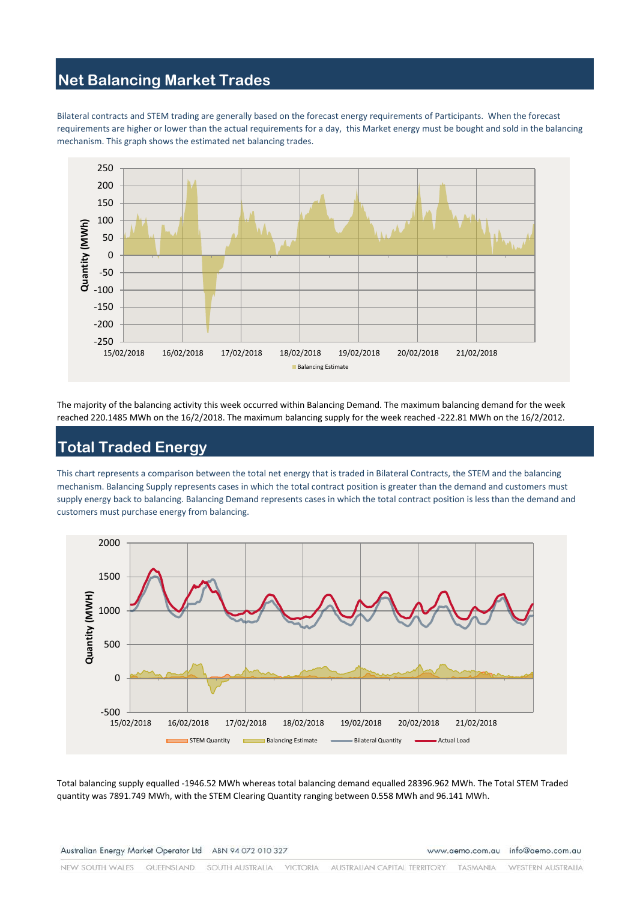## Net Balancing Market Trades

Bilateral contracts and STEM trading are generally based on the forecast energy requirements of Participants. When the forecast requirements are higher or lower than the actual requirements for a day, this Market energy must be bought and sold in the balancing mechanism. This graph shows the estimated net balancing trades.

The majority of the balancing activity this week occurred within Balancing Demand. The maximum balancing demand for the week reached 220.1485 MWh on the 16/2/2018. The maximum balancing supply for the week reached -222.81 MWh on the 16/2/2012.

## Total Traded Energy

This chart represents a comparison between the total net energy that is traded in Bilateral Contracts, the STEM and the balancing mechanism. Balancing Supply represents cases in which the total contract position is greater than the demand and customers must supply energy back to balancing. Balancing Demand represents cases in which the total contract position is less than the demand and customers must purchase energy from balancing.

Total balancing supply equalled -1946.52 MWh whereas total balancing demand equalled 28396.962 MWh. The Total STEM Traded quantity was 7891.749 MWh, with the STEM Clearing Quantity ranging between 0.558 MWh and 96.141 MWh.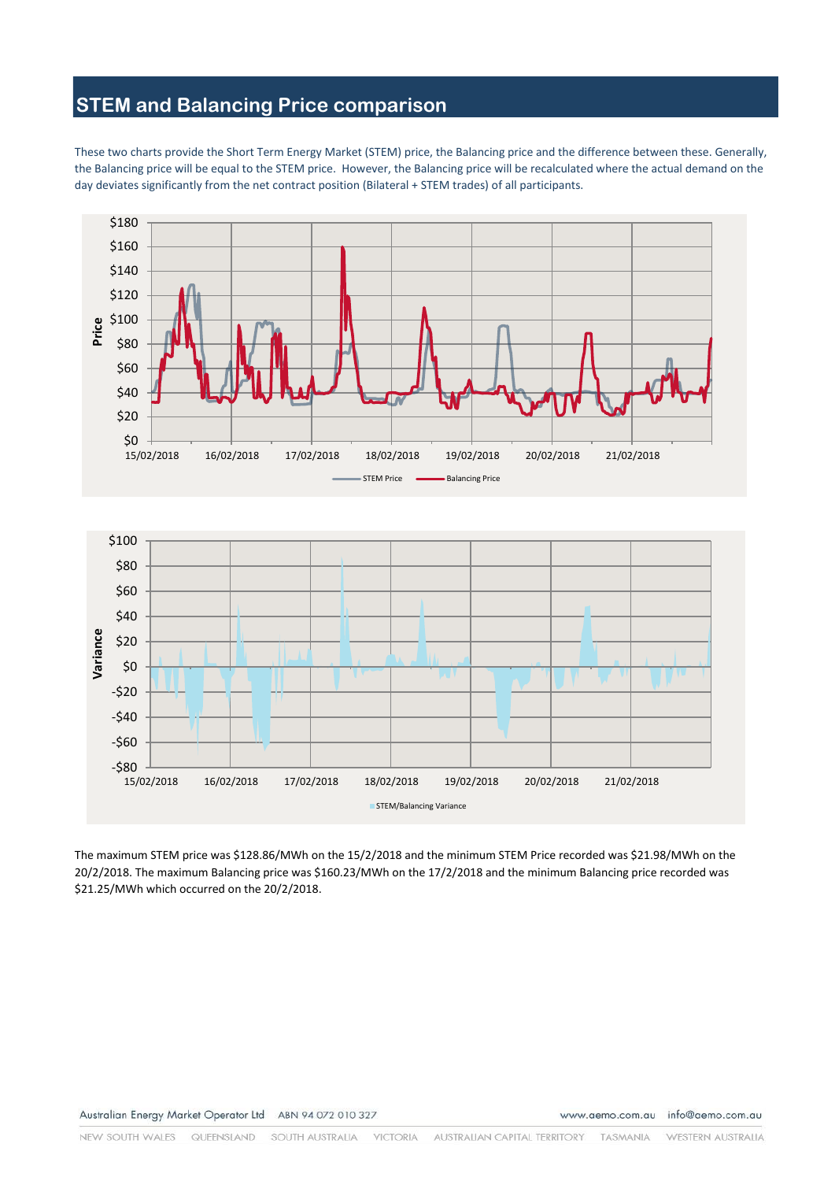## STEM and Balancing Price comparison

These two charts provide the Short Term Energy Market (STEM) price, the Balancing price and the difference between these. Generally, the Balancing price will be equal to the STEM price. However, the Balancing price will be recalculated where the actual demand on the day deviates significantly from the net contract position (Bilateral + STEM trades) of all participants.

Price

$180
$160
$140
$120
$100
$80
$60
$40
$20
$0

15/02/2018 16/02/2018 17/02/2018 18/02/2018 19/02/2018 20/02/2018 21/02/2018

STEM Price
Balancing Price

Variance

$100
$80
$60
$40
$20
$0
-$20
-$40
-$60
-$80

15/02/2018 16/02/2018 17/02/2018 18/02/2018 19/02/2018 20/02/2018 21/02/2018

STEM/Balancing Variance

The maximum STEM price was $128.86/MWh on the 15/2/2018 and the minimum STEM Price recorded was $21.98/MWh on the 20/2/2018. The maximum Balancing price was $160.23/MWh on the 17/2/2018 and the minimum Balancing price recorded was $21.25/MWh which occurred on the 20/2/2018.